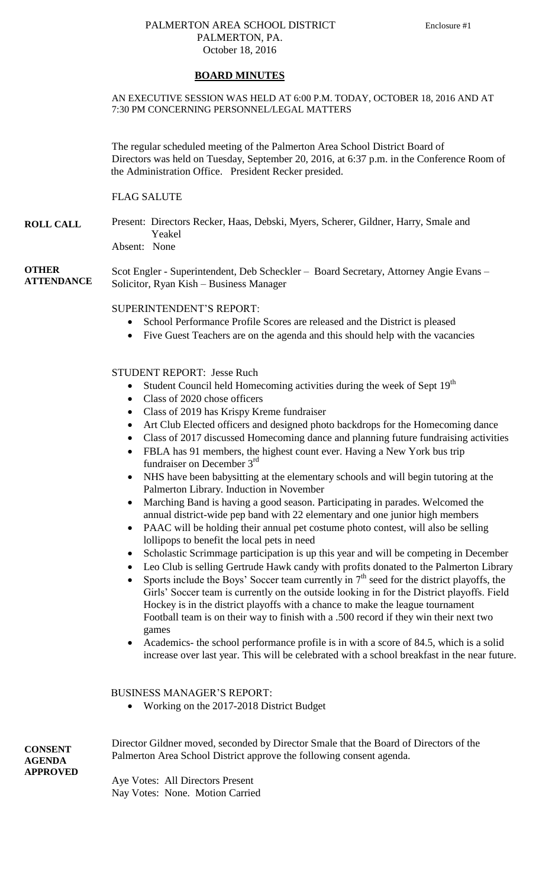PALMERTON AREA SCHOOL DISTRICT
PALMERTON, PA.
October 18, 2016

Enclosure #1

**BOARD MINUTES**

AN EXECUTIVE SESSION WAS HELD AT 6:00 P.M. TODAY, OCTOBER 18, 2016 AND AT 7:30 PM CONCERNING PERSONNEL/LEGAL MATTERS

The regular scheduled meeting of the Palmerton Area School District Board of Directors was held on Tuesday, September 20, 2016, at 6:37 p.m. in the Conference Room of the Administration Office. President Recker presided.

FLAG SALUTE

**ROLL CALL**

Present: Directors Recker, Haas, Debski, Myers, Scherer, Gildner, Harry, Smale and Yeakel
Absent: None

**OTHER ATTENDANCE**

Scot Engler - Superintendent, Deb Scheckler – Board Secretary, Attorney Angie Evans – Solicitor, Ryan Kish – Business Manager

SUPERINTENDENT'S REPORT:

- School Performance Profile Scores are released and the District is pleased
- Five Guest Teachers are on the agenda and this should help with the vacancies

STUDENT REPORT: Jesse Ruch

- Student Council held Homecoming activities during the week of Sept 19th
- Class of 2020 chose officers
- Class of 2019 has Krispy Kreme fundraiser
- Art Club Elected officers and designed photo backdrops for the Homecoming dance
- Class of 2017 discussed Homecoming dance and planning future fundraising activities
- FBLA has 91 members, the highest count ever. Having a New York bus trip fundraiser on December 3rd
- NHS have been babysitting at the elementary schools and will begin tutoring at the Palmerton Library. Induction in November
- Marching Band is having a good season. Participating in parades. Welcomed the annual district-wide pep band with 22 elementary and one junior high members
- PAAC will be holding their annual pet costume photo contest, will also be selling lollipops to benefit the local pets in need
- Scholastic Scrimmage participation is up this year and will be competing in December
- Leo Club is selling Gertrude Hawk candy with profits donated to the Palmerton Library
- Sports include the Boys' Soccer team currently in 7th seed for the district playoffs, the Girls' Soccer team is currently on the outside looking in for the District playoffs. Field Hockey is in the district playoffs with a chance to make the league tournament Football team is on their way to finish with a .500 record if they win their next two games
- Academics- the school performance profile is in with a score of 84.5, which is a solid increase over last year. This will be celebrated with a school breakfast in the near future.

BUSINESS MANAGER'S REPORT:

- Working on the 2017-2018 District Budget

**CONSENT AGENDA APPROVED**

Director Gildner moved, seconded by Director Smale that the Board of Directors of the Palmerton Area School District approve the following consent agenda.

Aye Votes: All Directors Present
Nay Votes: None. Motion Carried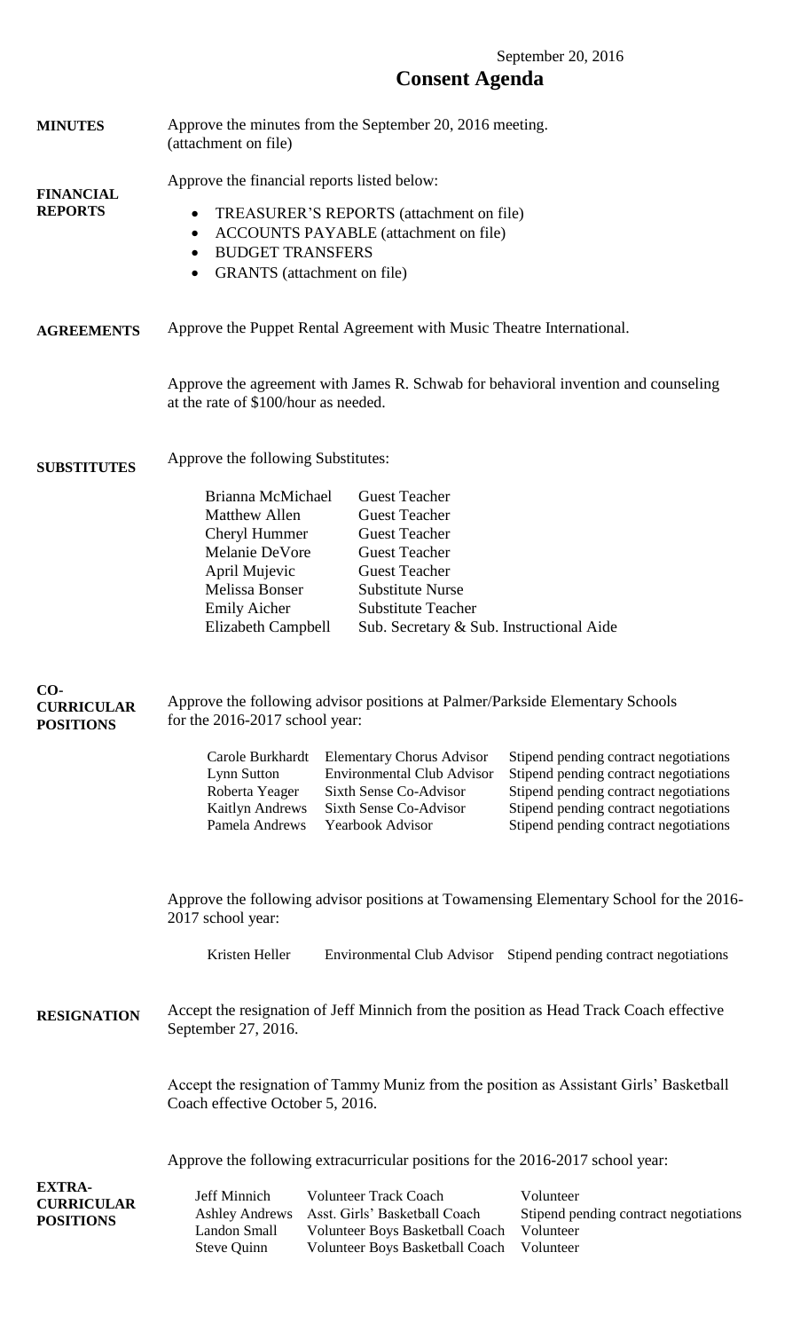September 20, 2016

# Consent Agenda

**MINUTES**

Approve the minutes from the September 20, 2016 meeting.
(attachment on file)

**FINANCIAL REPORTS**

Approve the financial reports listed below:

- TREASURER'S REPORTS (attachment on file)
- ACCOUNTS PAYABLE (attachment on file)
- BUDGET TRANSFERS
- GRANTS (attachment on file)

**AGREEMENTS**

Approve the Puppet Rental Agreement with Music Theatre International.

Approve the agreement with James R. Schwab for behavioral invention and counseling at the rate of $100/hour as needed.

**SUBSTITUTES**

Approve the following Substitutes:

| | |
|---|---|
| Brianna McMichael | Guest Teacher |
| Matthew Allen | Guest Teacher |
| Cheryl Hummer | Guest Teacher |
| Melanie DeVore | Guest Teacher |
| April Mujevic | Guest Teacher |
| Melissa Bonser | Substitute Nurse |
| Emily Aicher | Substitute Teacher |
| Elizabeth Campbell | Sub. Secretary & Sub. Instructional Aide |

**CO-CURRICULAR POSITIONS**

Approve the following advisor positions at Palmer/Parkside Elementary Schools for the 2016-2017 school year:

| | | |
|---|---|---|
| Carole Burkhardt | Elementary Chorus Advisor | Stipend pending contract negotiations |
| Lynn Sutton | Environmental Club Advisor | Stipend pending contract negotiations |
| Roberta Yeager | Sixth Sense Co-Advisor | Stipend pending contract negotiations |
| Kaitlyn Andrews | Sixth Sense Co-Advisor | Stipend pending contract negotiations |
| Pamela Andrews | Yearbook Advisor | Stipend pending contract negotiations |

Approve the following advisor positions at Towamensing Elementary School for the 2016-2017 school year:

| | | |
|---|---|---|
| Kristen Heller | Environmental Club Advisor | Stipend pending contract negotiations |

**RESIGNATION**

Accept the resignation of Jeff Minnich from the position as Head Track Coach effective September 27, 2016.

Accept the resignation of Tammy Muniz from the position as Assistant Girls' Basketball Coach effective October 5, 2016.

**EXTRA-CURRICULAR POSITIONS**

Approve the following extracurricular positions for the 2016-2017 school year:

| | | |
|---|---|---|
| Jeff Minnich | Volunteer Track Coach | Volunteer |
| Ashley Andrews | Asst. Girls' Basketball Coach | Stipend pending contract negotiations |
| Landon Small | Volunteer Boys Basketball Coach | Volunteer |
| Steve Quinn | Volunteer Boys Basketball Coach | Volunteer |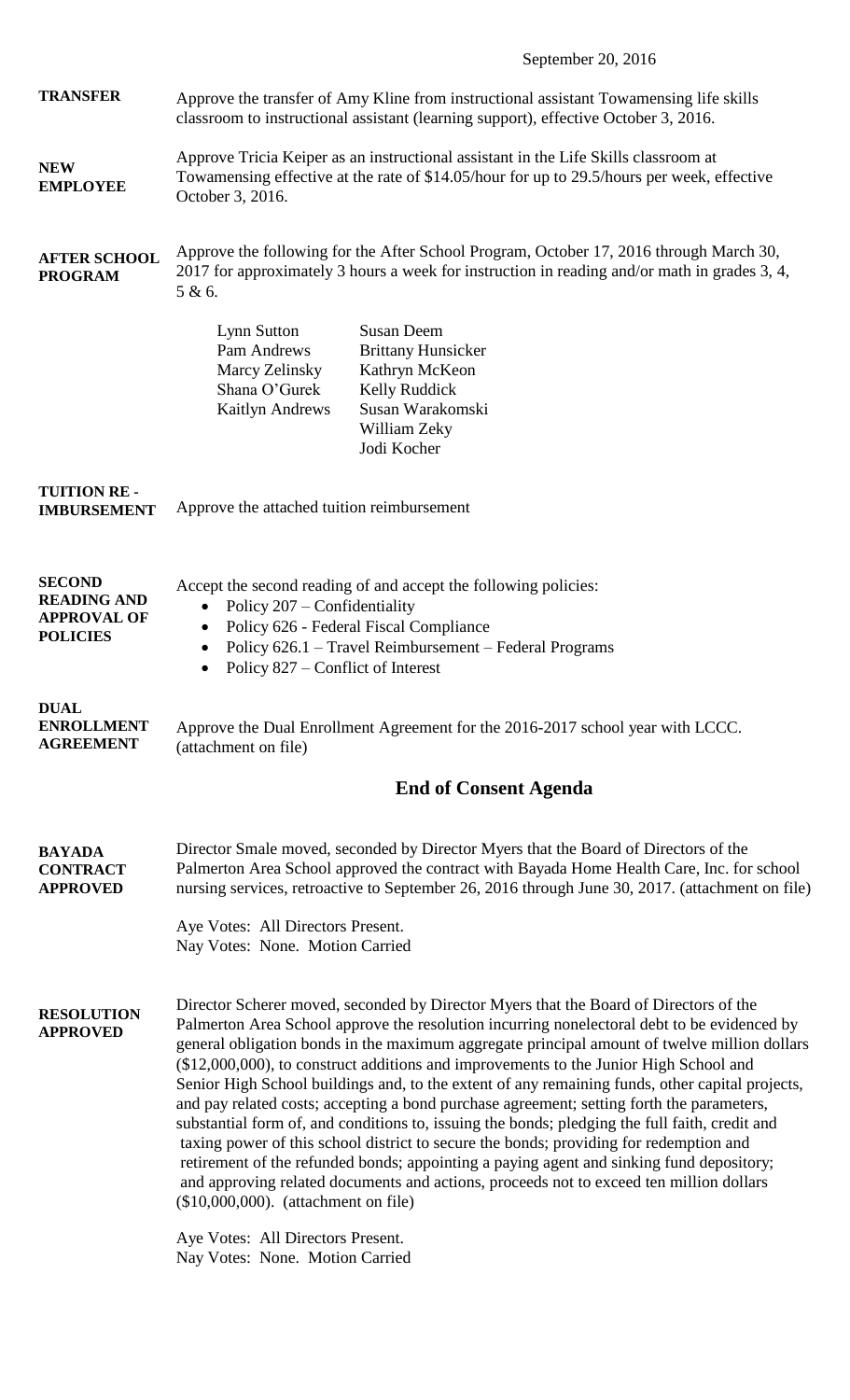September 20, 2016

**TRANSFER** Approve the transfer of Amy Kline from instructional assistant Towamensing life skills classroom to instructional assistant (learning support), effective October 3, 2016.

**NEW EMPLOYEE** Approve Tricia Keiper as an instructional assistant in the Life Skills classroom at Towamensing effective at the rate of $14.05/hour for up to 29.5/hours per week, effective October 3, 2016.

**AFTER SCHOOL PROGRAM** Approve the following for the After School Program, October 17, 2016 through March 30, 2017 for approximately 3 hours a week for instruction in reading and/or math in grades 3, 4, 5 & 6.

| | |
|---|---|
| Lynn Sutton | Susan Deem |
| Pam Andrews | Brittany Hunsicker |
| Marcy Zelinsky | Kathryn McKeon |
| Shana O'Gurek | Kelly Ruddick |
| Kaitlyn Andrews | Susan Warakomski |
| | William Zeky |
| | Jodi Kocher |

**TUITION RE-IMBURSEMENT** Approve the attached tuition reimbursement

**SECOND READING AND APPROVAL OF POLICIES** Accept the second reading of and accept the following policies:

- Policy 207 – Confidentiality
- Policy 626 - Federal Fiscal Compliance
- Policy 626.1 – Travel Reimbursement – Federal Programs
- Policy 827 – Conflict of Interest

**DUAL ENROLLMENT AGREEMENT** Approve the Dual Enrollment Agreement for the 2016-2017 school year with LCCC. (attachment on file)

## End of Consent Agenda

**BAYADA CONTRACT APPROVED** Director Smale moved, seconded by Director Myers that the Board of Directors of the Palmerton Area School approved the contract with Bayada Home Health Care, Inc. for school nursing services, retroactive to September 26, 2016 through June 30, 2017. (attachment on file)

Aye Votes: All Directors Present.
Nay Votes: None. Motion Carried

**RESOLUTION APPROVED** Director Scherer moved, seconded by Director Myers that the Board of Directors of the Palmerton Area School approve the resolution incurring nonelectoral debt to be evidenced by general obligation bonds in the maximum aggregate principal amount of twelve million dollars ($12,000,000), to construct additions and improvements to the Junior High School and Senior High School buildings and, to the extent of any remaining funds, other capital projects, and pay related costs; accepting a bond purchase agreement; setting forth the parameters, substantial form of, and conditions to, issuing the bonds; pledging the full faith, credit and taxing power of this school district to secure the bonds; providing for redemption and retirement of the refunded bonds; appointing a paying agent and sinking fund depository; and approving related documents and actions, proceeds not to exceed ten million dollars ($10,000,000). (attachment on file)

Aye Votes: All Directors Present.
Nay Votes: None. Motion Carried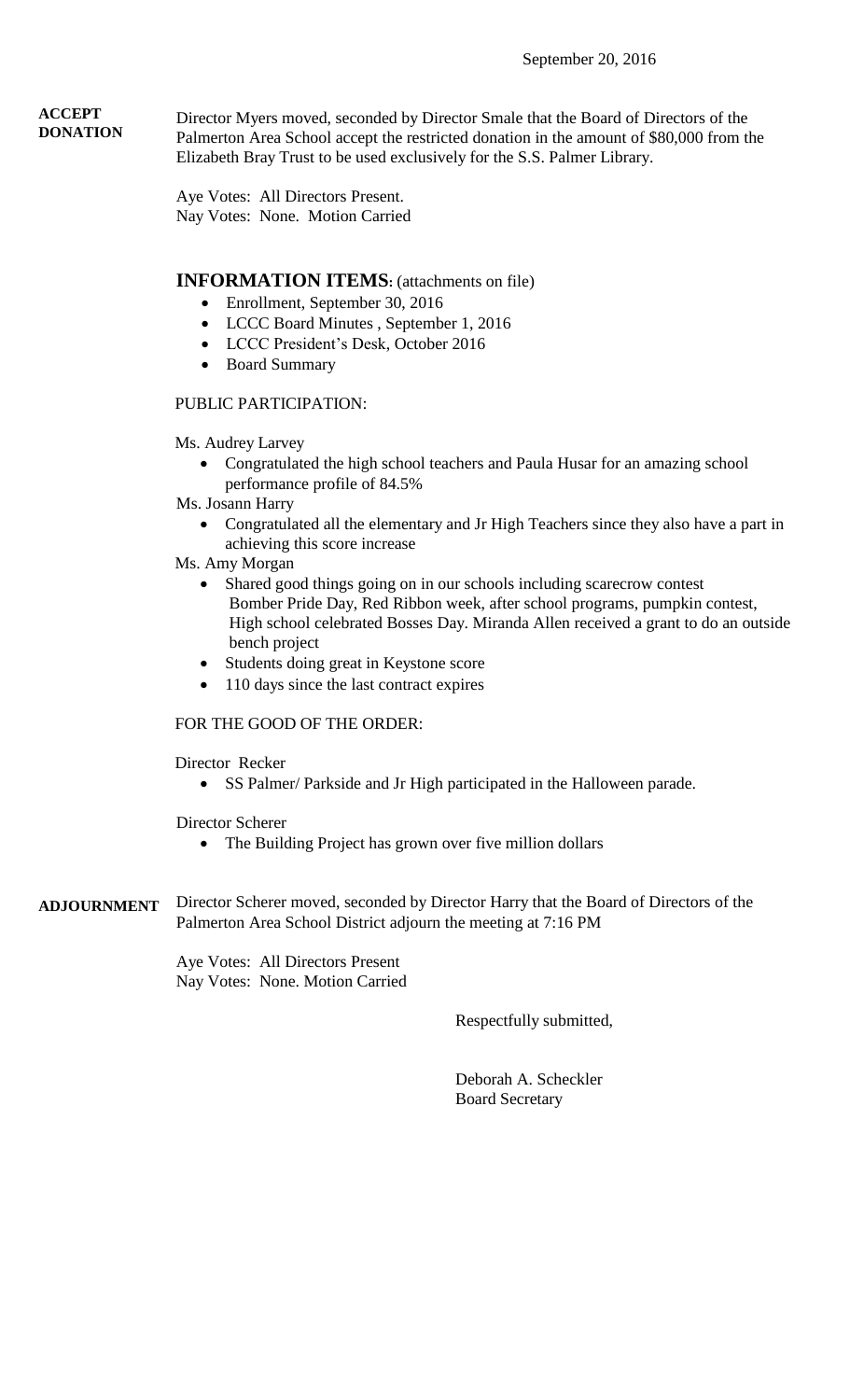September 20, 2016

**ACCEPT DONATION**

Director Myers moved, seconded by Director Smale that the Board of Directors of the Palmerton Area School accept the restricted donation in the amount of $80,000 from the Elizabeth Bray Trust to be used exclusively for the S.S. Palmer Library.

Aye Votes: All Directors Present.
Nay Votes: None. Motion Carried

## INFORMATION ITEMS: (attachments on file)

- Enrollment, September 30, 2016
- LCCC Board Minutes , September 1, 2016
- LCCC President's Desk, October 2016
- Board Summary

PUBLIC PARTICIPATION:

Ms. Audrey Larvey

- Congratulated the high school teachers and Paula Husar for an amazing school performance profile of 84.5%

Ms. Josann Harry

- Congratulated all the elementary and Jr High Teachers since they also have a part in achieving this score increase

Ms. Amy Morgan

- Shared good things going on in our schools including scarecrow contest Bomber Pride Day, Red Ribbon week, after school programs, pumpkin contest, High school celebrated Bosses Day. Miranda Allen received a grant to do an outside bench project
- Students doing great in Keystone score
- 110 days since the last contract expires

FOR THE GOOD OF THE ORDER:

Director Recker

- SS Palmer/ Parkside and Jr High participated in the Halloween parade.

Director Scherer

- The Building Project has grown over five million dollars

**ADJOURNMENT**

Director Scherer moved, seconded by Director Harry that the Board of Directors of the Palmerton Area School District adjourn the meeting at 7:16 PM

Aye Votes: All Directors Present
Nay Votes: None. Motion Carried

Respectfully submitted,

Deborah A. Scheckler
Board Secretary